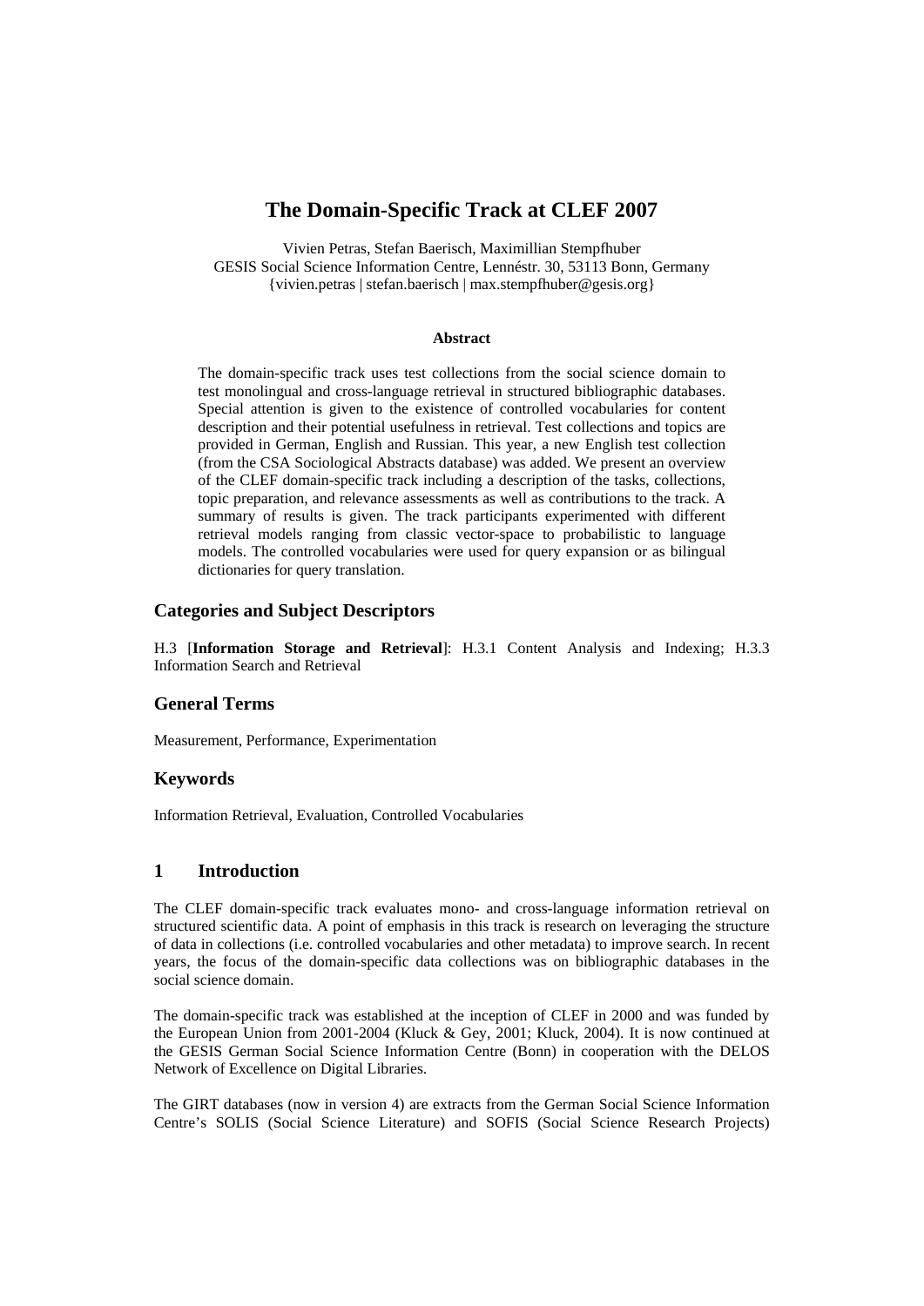# The Domain-Specific Track at CLEF 2007

Vivien Petras, Stefan Baerisch, Maximillian Stempfhuber
GESIS Social Science Information Centre, Lennéstr. 30, 53113 Bonn, Germany
{vivien.petras | stefan.baerisch | max.stempfhuber@gesis.org}

**Abstract**

The domain-specific track uses test collections from the social science domain to test monolingual and cross-language retrieval in structured bibliographic databases. Special attention is given to the existence of controlled vocabularies for content description and their potential usefulness in retrieval. Test collections and topics are provided in German, English and Russian. This year, a new English test collection (from the CSA Sociological Abstracts database) was added. We present an overview of the CLEF domain-specific track including a description of the tasks, collections, topic preparation, and relevance assessments as well as contributions to the track. A summary of results is given. The track participants experimented with different retrieval models ranging from classic vector-space to probabilistic to language models. The controlled vocabularies were used for query expansion or as bilingual dictionaries for query translation.

## Categories and Subject Descriptors

H.3 [**Information Storage and Retrieval**]: H.3.1 Content Analysis and Indexing; H.3.3 Information Search and Retrieval

## General Terms

Measurement, Performance, Experimentation

## Keywords

Information Retrieval, Evaluation, Controlled Vocabularies

## 1 Introduction

The CLEF domain-specific track evaluates mono- and cross-language information retrieval on structured scientific data. A point of emphasis in this track is research on leveraging the structure of data in collections (i.e. controlled vocabularies and other metadata) to improve search. In recent years, the focus of the domain-specific data collections was on bibliographic databases in the social science domain.

The domain-specific track was established at the inception of CLEF in 2000 and was funded by the European Union from 2001-2004 (Kluck & Gey, 2001; Kluck, 2004). It is now continued at the GESIS German Social Science Information Centre (Bonn) in cooperation with the DELOS Network of Excellence on Digital Libraries.

The GIRT databases (now in version 4) are extracts from the German Social Science Information Centre's SOLIS (Social Science Literature) and SOFIS (Social Science Research Projects)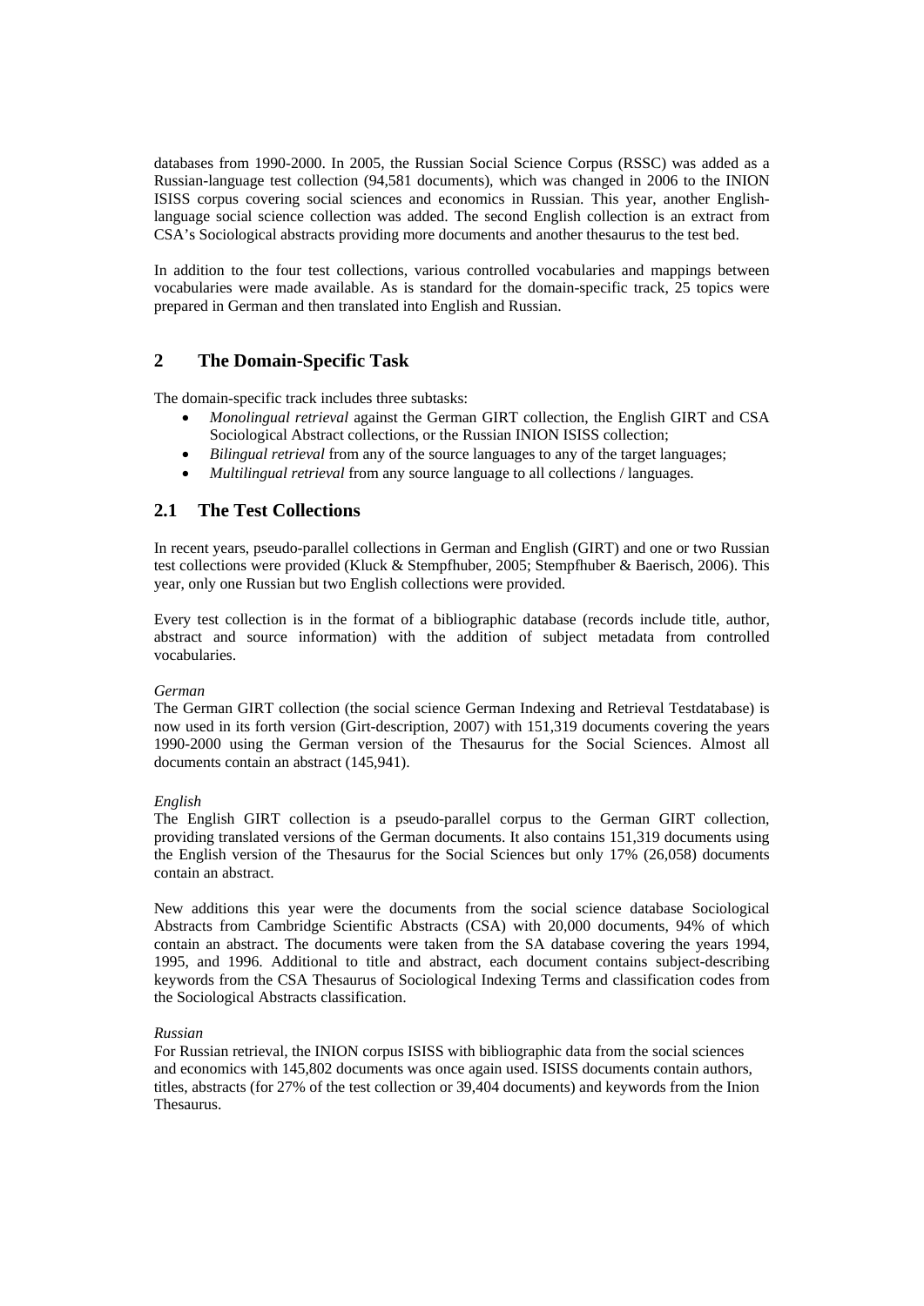databases from 1990-2000. In 2005, the Russian Social Science Corpus (RSSC) was added as a Russian-language test collection (94,581 documents), which was changed in 2006 to the INION ISISS corpus covering social sciences and economics in Russian. This year, another English-language social science collection was added. The second English collection is an extract from CSA's Sociological abstracts providing more documents and another thesaurus to the test bed.

In addition to the four test collections, various controlled vocabularies and mappings between vocabularies were made available. As is standard for the domain-specific track, 25 topics were prepared in German and then translated into English and Russian.

## 2 The Domain-Specific Task

The domain-specific track includes three subtasks:

- *Monolingual retrieval* against the German GIRT collection, the English GIRT and CSA Sociological Abstract collections, or the Russian INION ISISS collection;
- *Bilingual retrieval* from any of the source languages to any of the target languages;
- *Multilingual retrieval* from any source language to all collections / languages.

### 2.1 The Test Collections

In recent years, pseudo-parallel collections in German and English (GIRT) and one or two Russian test collections were provided (Kluck & Stempfhuber, 2005; Stempfhuber & Baerisch, 2006). This year, only one Russian but two English collections were provided.

Every test collection is in the format of a bibliographic database (records include title, author, abstract and source information) with the addition of subject metadata from controlled vocabularies.

*German*

The German GIRT collection (the social science German Indexing and Retrieval Testdatabase) is now used in its forth version (Girt-description, 2007) with 151,319 documents covering the years 1990-2000 using the German version of the Thesaurus for the Social Sciences. Almost all documents contain an abstract (145,941).

*English*

The English GIRT collection is a pseudo-parallel corpus to the German GIRT collection, providing translated versions of the German documents. It also contains 151,319 documents using the English version of the Thesaurus for the Social Sciences but only 17% (26,058) documents contain an abstract.

New additions this year were the documents from the social science database Sociological Abstracts from Cambridge Scientific Abstracts (CSA) with 20,000 documents, 94% of which contain an abstract. The documents were taken from the SA database covering the years 1994, 1995, and 1996. Additional to title and abstract, each document contains subject-describing keywords from the CSA Thesaurus of Sociological Indexing Terms and classification codes from the Sociological Abstracts classification.

*Russian*

For Russian retrieval, the INION corpus ISISS with bibliographic data from the social sciences and economics with 145,802 documents was once again used. ISISS documents contain authors, titles, abstracts (for 27% of the test collection or 39,404 documents) and keywords from the Inion Thesaurus.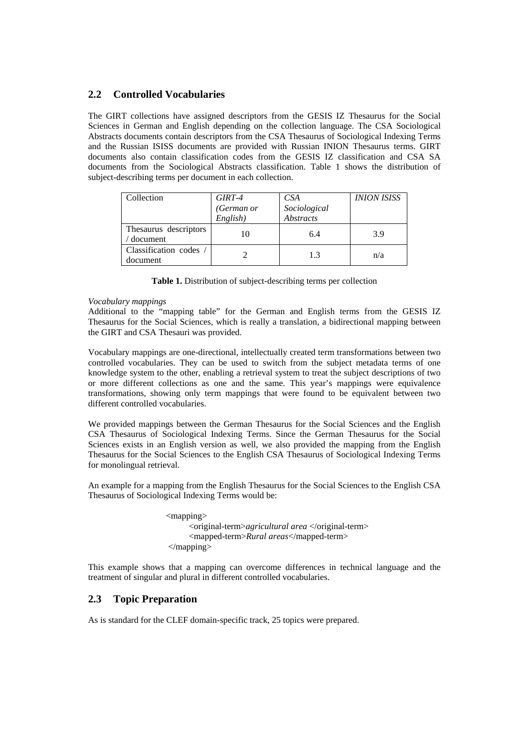## 2.2 Controlled Vocabularies

The GIRT collections have assigned descriptors from the GESIS IZ Thesaurus for the Social Sciences in German and English depending on the collection language. The CSA Sociological Abstracts documents contain descriptors from the CSA Thesaurus of Sociological Indexing Terms and the Russian ISISS documents are provided with Russian INION Thesaurus terms. GIRT documents also contain classification codes from the GESIS IZ classification and CSA SA documents from the Sociological Abstracts classification. Table 1 shows the distribution of subject-describing terms per document in each collection.

| Collection | *GIRT-4 (German or English)* | *CSA Sociological Abstracts* | *INION ISISS* |
|---|---|---|---|
| Thesaurus descriptors / document | 10 | 6.4 | 3.9 |
| Classification codes / document | 2 | 1.3 | n/a |

**Table 1.** Distribution of subject-describing terms per collection

*Vocabulary mappings*
Additional to the "mapping table" for the German and English terms from the GESIS IZ Thesaurus for the Social Sciences, which is really a translation, a bidirectional mapping between the GIRT and CSA Thesauri was provided.

Vocabulary mappings are one-directional, intellectually created term transformations between two controlled vocabularies. They can be used to switch from the subject metadata terms of one knowledge system to the other, enabling a retrieval system to treat the subject descriptions of two or more different collections as one and the same. This year's mappings were equivalence transformations, showing only term mappings that were found to be equivalent between two different controlled vocabularies.

We provided mappings between the German Thesaurus for the Social Sciences and the English CSA Thesaurus of Sociological Indexing Terms. Since the German Thesaurus for the Social Sciences exists in an English version as well, we also provided the mapping from the English Thesaurus for the Social Sciences to the English CSA Thesaurus of Sociological Indexing Terms for monolingual retrieval.

An example for a mapping from the English Thesaurus for the Social Sciences to the English CSA Thesaurus of Sociological Indexing Terms would be:

```
<mapping>
    <original-term>agricultural area </original-term>
    <mapped-term>Rural areas</mapped-term>
</mapping>
```

This example shows that a mapping can overcome differences in technical language and the treatment of singular and plural in different controlled vocabularies.

## 2.3 Topic Preparation

As is standard for the CLEF domain-specific track, 25 topics were prepared.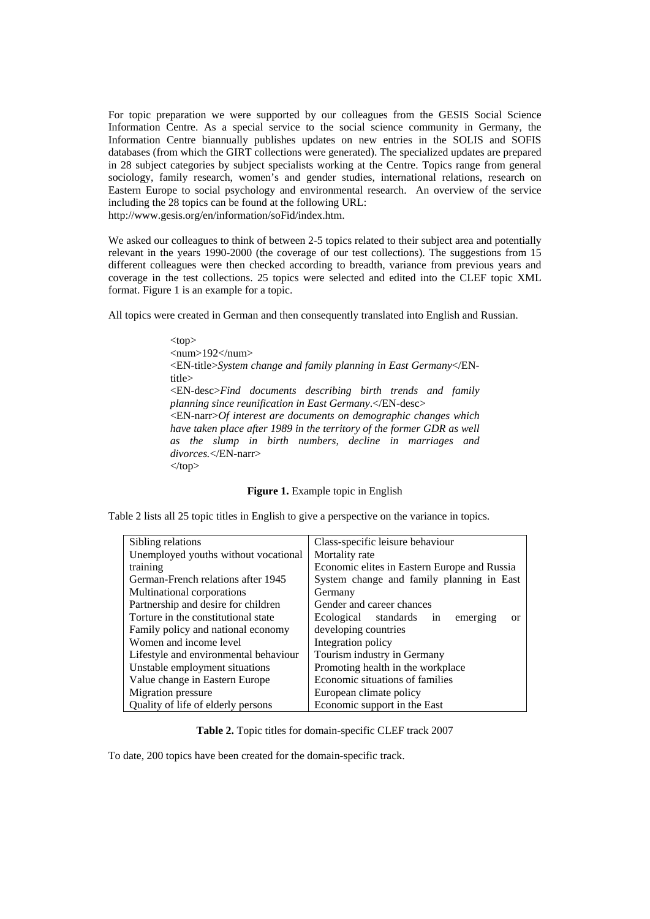For topic preparation we were supported by our colleagues from the GESIS Social Science Information Centre. As a special service to the social science community in Germany, the Information Centre biannually publishes updates on new entries in the SOLIS and SOFIS databases (from which the GIRT collections were generated). The specialized updates are prepared in 28 subject categories by subject specialists working at the Centre. Topics range from general sociology, family research, women's and gender studies, international relations, research on Eastern Europe to social psychology and environmental research. An overview of the service including the 28 topics can be found at the following URL:
http://www.gesis.org/en/information/soFid/index.htm.

We asked our colleagues to think of between 2-5 topics related to their subject area and potentially relevant in the years 1990-2000 (the coverage of our test collections). The suggestions from 15 different colleagues were then checked according to breadth, variance from previous years and coverage in the test collections. 25 topics were selected and edited into the CLEF topic XML format. Figure 1 is an example for a topic.

All topics were created in German and then consequently translated into English and Russian.

```
<top>
<num>192</num>
<EN-title>System change and family planning in East Germany</EN-title>
<EN-desc>Find documents describing birth trends and family planning since reunification in East Germany.</EN-desc>
<EN-narr>Of interest are documents on demographic changes which have taken place after 1989 in the territory of the former GDR as well as the slump in birth numbers, decline in marriages and divorces.</EN-narr>
</top>
```

**Figure 1.** Example topic in English

Table 2 lists all 25 topic titles in English to give a perspective on the variance in topics.

| | |
|---|---|
| Sibling relations | Class-specific leisure behaviour |
| Unemployed youths without vocational training | Mortality rate |
| German-French relations after 1945 | Economic elites in Eastern Europe and Russia |
| Multinational corporations | System change and family planning in East Germany |
| Partnership and desire for children | Gender and career chances |
| Torture in the constitutional state | Ecological standards in emerging or developing countries |
| Family policy and national economy | Integration policy |
| Women and income level | Tourism industry in Germany |
| Lifestyle and environmental behaviour | Promoting health in the workplace |
| Unstable employment situations | Economic situations of families |
| Value change in Eastern Europe | European climate policy |
| Migration pressure | Economic support in the East |
| Quality of life of elderly persons | |

**Table 2.** Topic titles for domain-specific CLEF track 2007

To date, 200 topics have been created for the domain-specific track.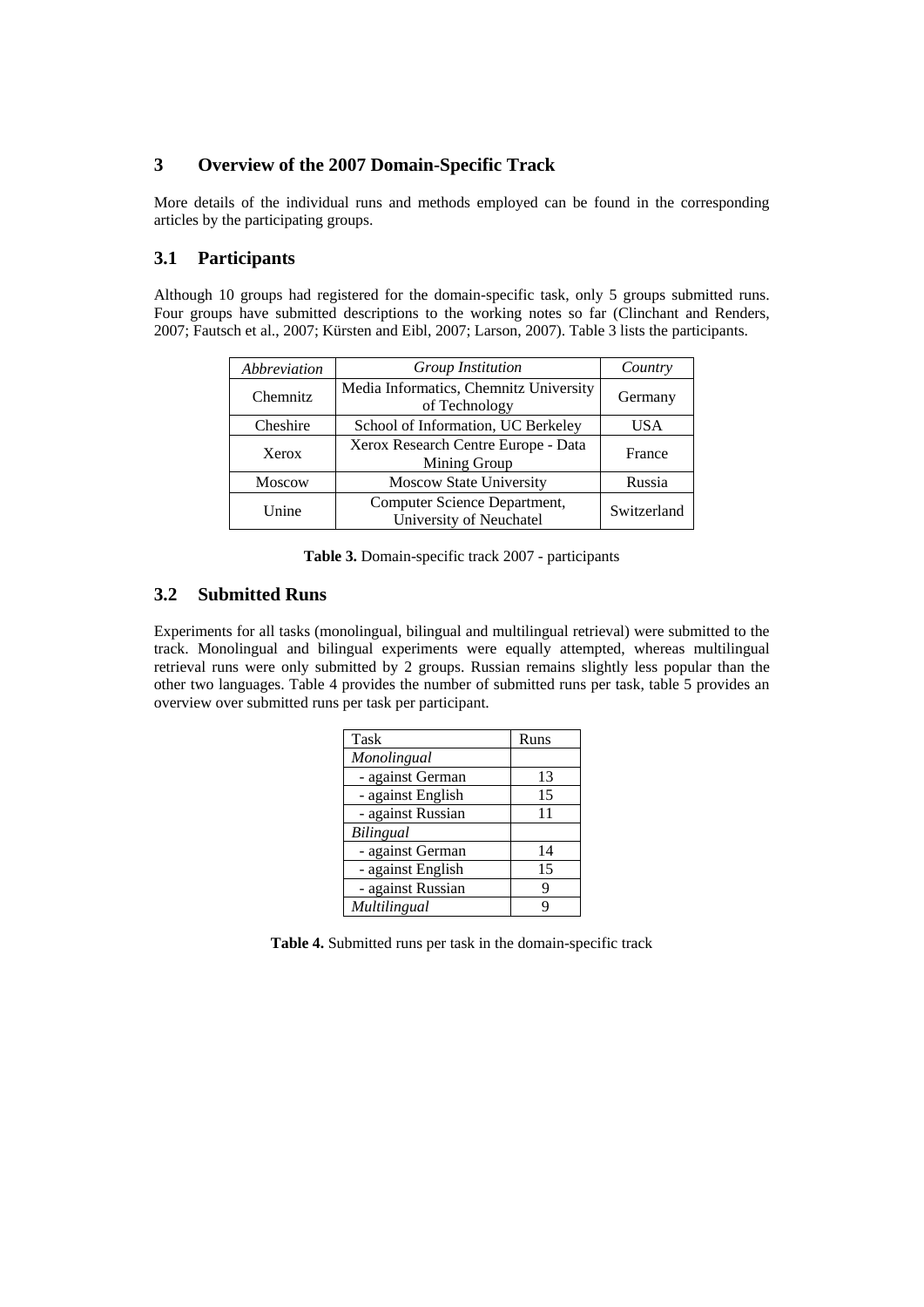## 3 Overview of the 2007 Domain-Specific Track

More details of the individual runs and methods employed can be found in the corresponding articles by the participating groups.

### 3.1 Participants

Although 10 groups had registered for the domain-specific task, only 5 groups submitted runs. Four groups have submitted descriptions to the working notes so far (Clinchant and Renders, 2007; Fautsch et al., 2007; Kürsten and Eibl, 2007; Larson, 2007). Table 3 lists the participants.

| *Abbreviation* | *Group Institution* | *Country* |
|---|---|---|
| Chemnitz | Media Informatics, Chemnitz University of Technology | Germany |
| Cheshire | School of Information, UC Berkeley | USA |
| Xerox | Xerox Research Centre Europe - Data Mining Group | France |
| Moscow | Moscow State University | Russia |
| Unine | Computer Science Department, University of Neuchatel | Switzerland |

**Table 3.** Domain-specific track 2007 - participants

### 3.2 Submitted Runs

Experiments for all tasks (monolingual, bilingual and multilingual retrieval) were submitted to the track. Monolingual and bilingual experiments were equally attempted, whereas multilingual retrieval runs were only submitted by 2 groups. Russian remains slightly less popular than the other two languages. Table 4 provides the number of submitted runs per task, table 5 provides an overview over submitted runs per task per participant.

| Task | Runs |
|---|---|
| *Monolingual* | |
| - against German | 13 |
| - against English | 15 |
| - against Russian | 11 |
| *Bilingual* | |
| - against German | 14 |
| - against English | 15 |
| - against Russian | 9 |
| *Multilingual* | 9 |

**Table 4.** Submitted runs per task in the domain-specific track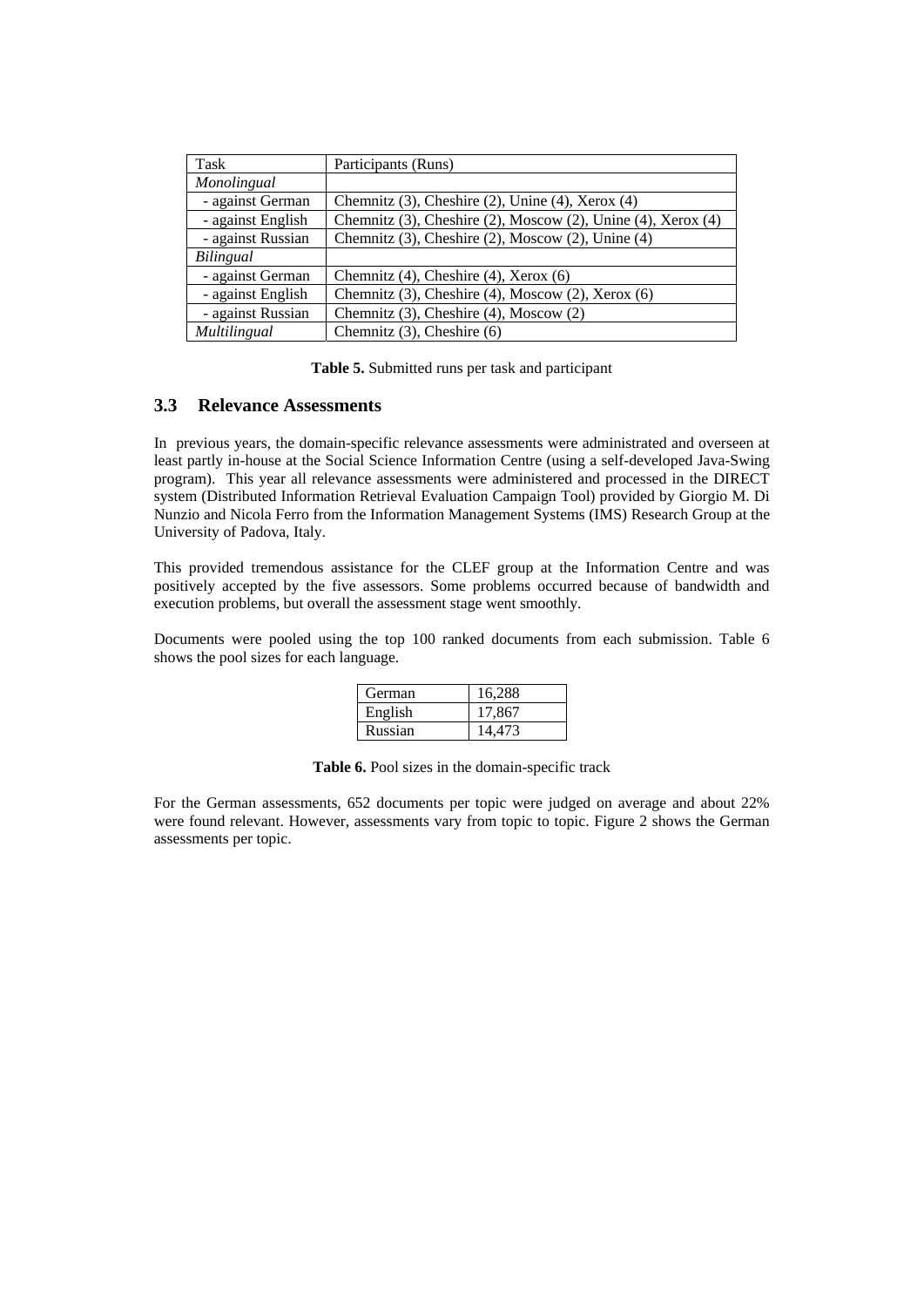| Task | Participants (Runs) |
|---|---|
| *Monolingual* | |
| - against German | Chemnitz (3), Cheshire (2), Unine (4), Xerox (4) |
| - against English | Chemnitz (3), Cheshire (2), Moscow (2), Unine (4), Xerox (4) |
| - against Russian | Chemnitz (3), Cheshire (2), Moscow (2), Unine (4) |
| *Bilingual* | |
| - against German | Chemnitz (4), Cheshire (4), Xerox (6) |
| - against English | Chemnitz (3), Cheshire (4), Moscow (2), Xerox (6) |
| - against Russian | Chemnitz (3), Cheshire (4), Moscow (2) |
| *Multilingual* | Chemnitz (3), Cheshire (6) |

**Table 5.** Submitted runs per task and participant

### 3.3 Relevance Assessments

In previous years, the domain-specific relevance assessments were administrated and overseen at least partly in-house at the Social Science Information Centre (using a self-developed Java-Swing program). This year all relevance assessments were administered and processed in the DIRECT system (Distributed Information Retrieval Evaluation Campaign Tool) provided by Giorgio M. Di Nunzio and Nicola Ferro from the Information Management Systems (IMS) Research Group at the University of Padova, Italy.

This provided tremendous assistance for the CLEF group at the Information Centre and was positively accepted by the five assessors. Some problems occurred because of bandwidth and execution problems, but overall the assessment stage went smoothly.

Documents were pooled using the top 100 ranked documents from each submission. Table 6 shows the pool sizes for each language.

| German | 16,288 |
|---|---|
| English | 17,867 |
| Russian | 14,473 |

**Table 6.** Pool sizes in the domain-specific track

For the German assessments, 652 documents per topic were judged on average and about 22% were found relevant. However, assessments vary from topic to topic. Figure 2 shows the German assessments per topic.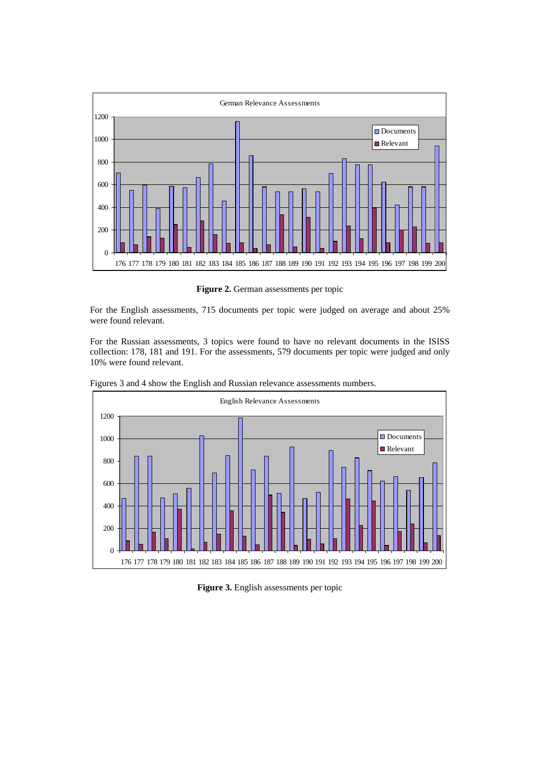**Figure 2.** German assessments per topic

For the English assessments, 715 documents per topic were judged on average and about 25% were found relevant.

For the Russian assessments, 3 topics were found to have no relevant documents in the ISISS collection: 178, 181 and 191. For the assessments, 579 documents per topic were judged and only 10% were found relevant.

Figures 3 and 4 show the English and Russian relevance assessments numbers.

**Figure 3.** English assessments per topic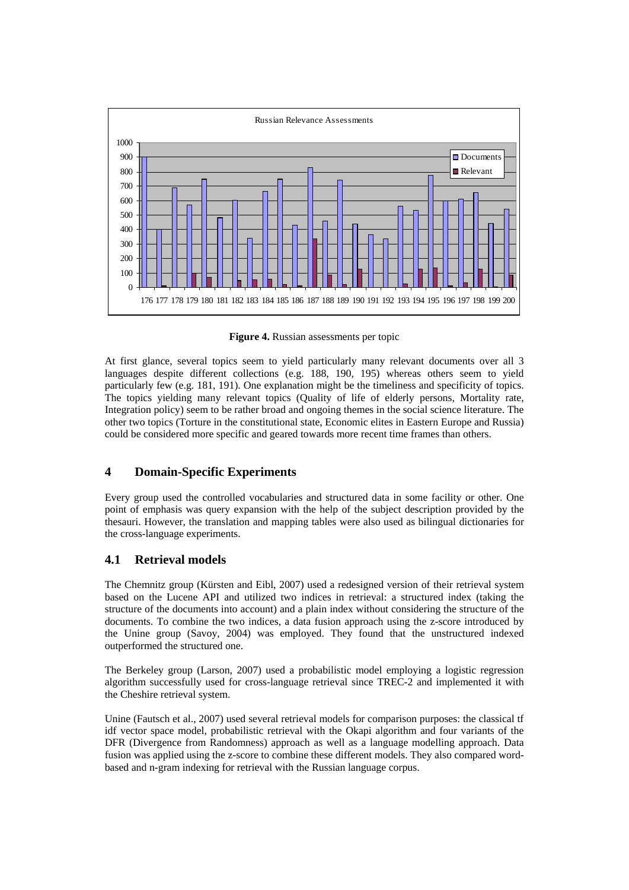Figure 4. Russian assessments per topic

At first glance, several topics seem to yield particularly many relevant documents over all 3 languages despite different collections (e.g. 188, 190, 195) whereas others seem to yield particularly few (e.g. 181, 191). One explanation might be the timeliness and specificity of topics. The topics yielding many relevant topics (Quality of life of elderly persons, Mortality rate, Integration policy) seem to be rather broad and ongoing themes in the social science literature. The other two topics (Torture in the constitutional state, Economic elites in Eastern Europe and Russia) could be considered more specific and geared towards more recent time frames than others.

## 4 Domain-Specific Experiments

Every group used the controlled vocabularies and structured data in some facility or other. One point of emphasis was query expansion with the help of the subject description provided by the thesauri. However, the translation and mapping tables were also used as bilingual dictionaries for the cross-language experiments.

### 4.1 Retrieval models

The Chemnitz group (Kürsten and Eibl, 2007) used a redesigned version of their retrieval system based on the Lucene API and utilized two indices in retrieval: a structured index (taking the structure of the documents into account) and a plain index without considering the structure of the documents. To combine the two indices, a data fusion approach using the z-score introduced by the Unine group (Savoy, 2004) was employed. They found that the unstructured indexed outperformed the structured one.

The Berkeley group (Larson, 2007) used a probabilistic model employing a logistic regression algorithm successfully used for cross-language retrieval since TREC-2 and implemented it with the Cheshire retrieval system.

Unine (Fautsch et al., 2007) used several retrieval models for comparison purposes: the classical tf idf vector space model, probabilistic retrieval with the Okapi algorithm and four variants of the DFR (Divergence from Randomness) approach as well as a language modelling approach. Data fusion was applied using the z-score to combine these different models. They also compared word-based and n-gram indexing for retrieval with the Russian language corpus.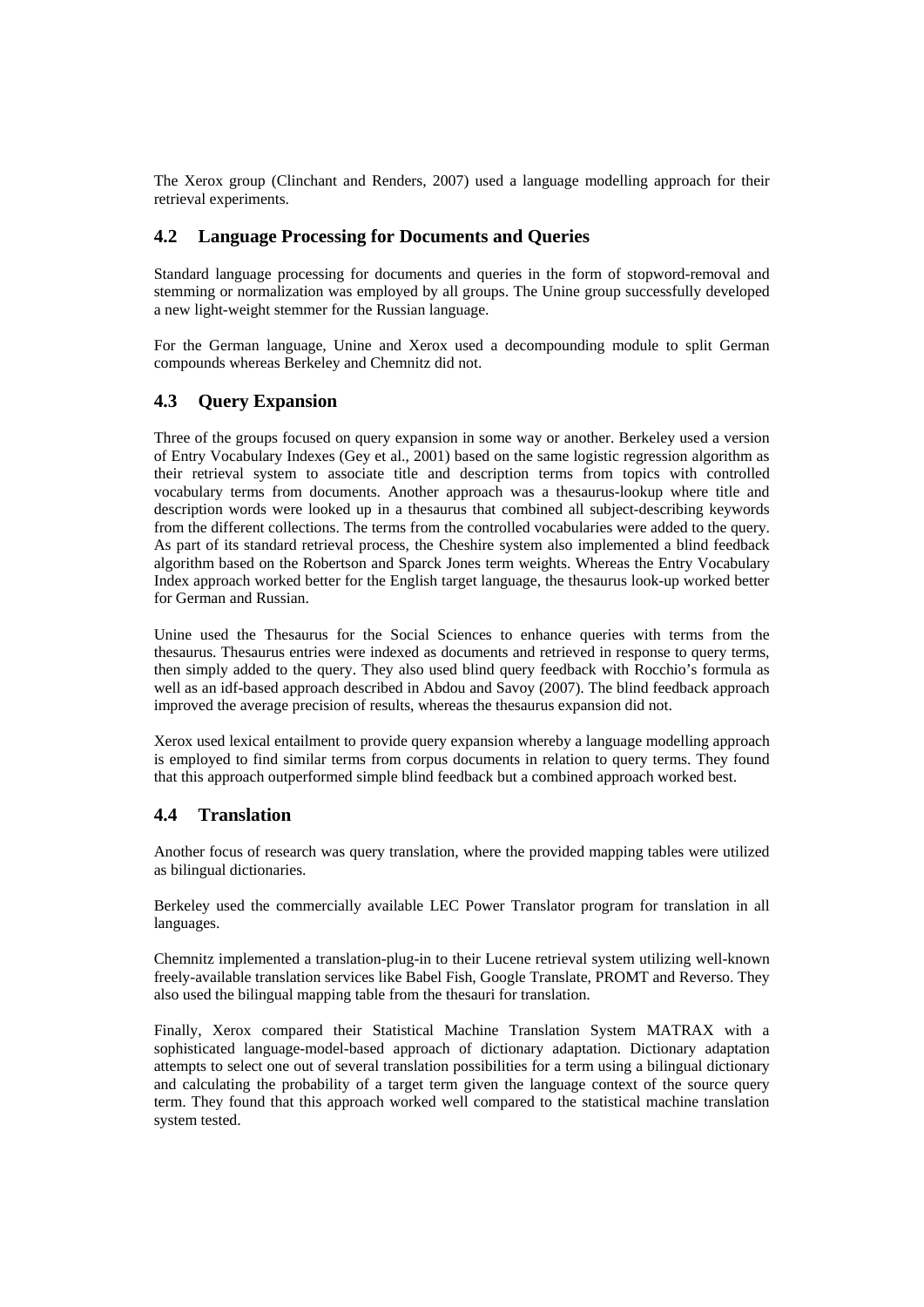The Xerox group (Clinchant and Renders, 2007) used a language modelling approach for their retrieval experiments.

## 4.2 Language Processing for Documents and Queries

Standard language processing for documents and queries in the form of stopword-removal and stemming or normalization was employed by all groups. The Unine group successfully developed a new light-weight stemmer for the Russian language.

For the German language, Unine and Xerox used a decompounding module to split German compounds whereas Berkeley and Chemnitz did not.

## 4.3 Query Expansion

Three of the groups focused on query expansion in some way or another. Berkeley used a version of Entry Vocabulary Indexes (Gey et al., 2001) based on the same logistic regression algorithm as their retrieval system to associate title and description terms from topics with controlled vocabulary terms from documents. Another approach was a thesaurus-lookup where title and description words were looked up in a thesaurus that combined all subject-describing keywords from the different collections. The terms from the controlled vocabularies were added to the query. As part of its standard retrieval process, the Cheshire system also implemented a blind feedback algorithm based on the Robertson and Sparck Jones term weights. Whereas the Entry Vocabulary Index approach worked better for the English target language, the thesaurus look-up worked better for German and Russian.

Unine used the Thesaurus for the Social Sciences to enhance queries with terms from the thesaurus. Thesaurus entries were indexed as documents and retrieved in response to query terms, then simply added to the query. They also used blind query feedback with Rocchio's formula as well as an idf-based approach described in Abdou and Savoy (2007). The blind feedback approach improved the average precision of results, whereas the thesaurus expansion did not.

Xerox used lexical entailment to provide query expansion whereby a language modelling approach is employed to find similar terms from corpus documents in relation to query terms. They found that this approach outperformed simple blind feedback but a combined approach worked best.

## 4.4 Translation

Another focus of research was query translation, where the provided mapping tables were utilized as bilingual dictionaries.

Berkeley used the commercially available LEC Power Translator program for translation in all languages.

Chemnitz implemented a translation-plug-in to their Lucene retrieval system utilizing well-known freely-available translation services like Babel Fish, Google Translate, PROMT and Reverso. They also used the bilingual mapping table from the thesauri for translation.

Finally, Xerox compared their Statistical Machine Translation System MATRAX with a sophisticated language-model-based approach of dictionary adaptation. Dictionary adaptation attempts to select one out of several translation possibilities for a term using a bilingual dictionary and calculating the probability of a target term given the language context of the source query term. They found that this approach worked well compared to the statistical machine translation system tested.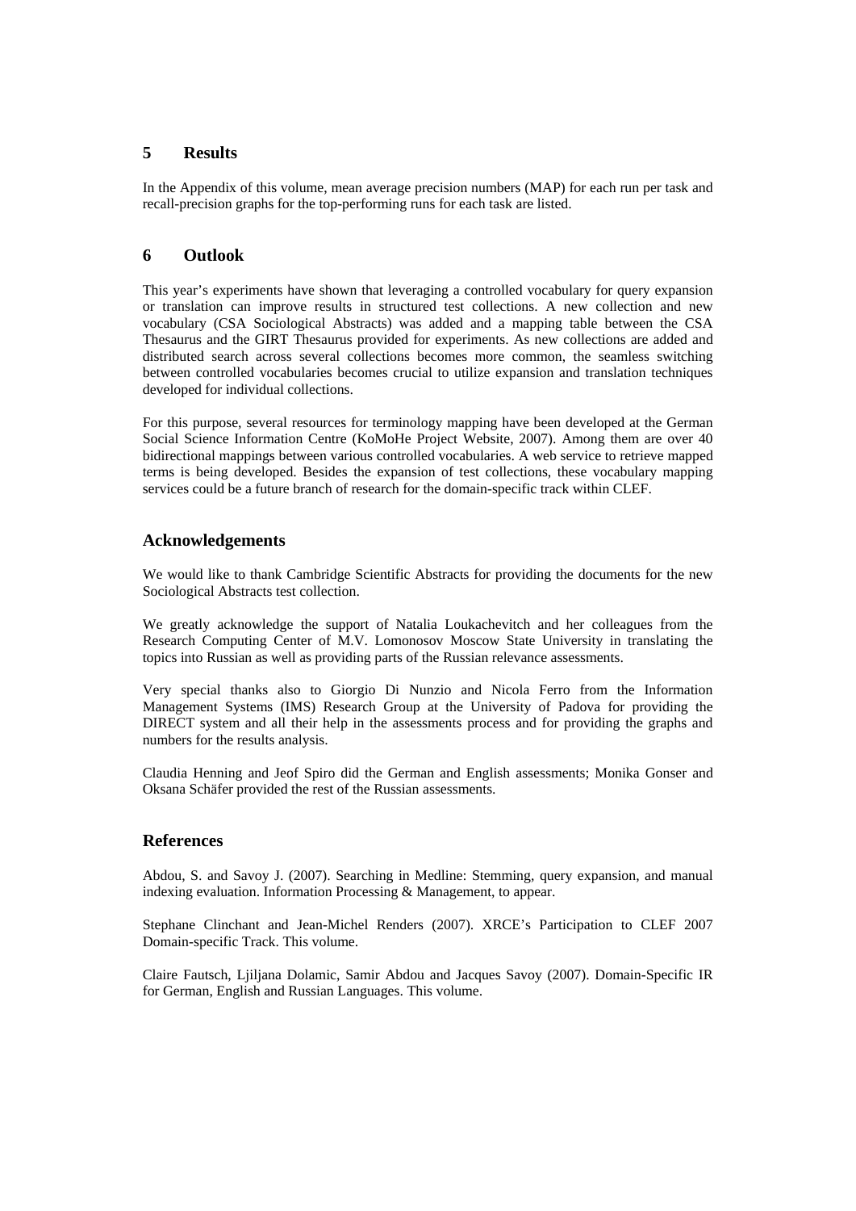## 5 Results

In the Appendix of this volume, mean average precision numbers (MAP) for each run per task and recall-precision graphs for the top-performing runs for each task are listed.

## 6 Outlook

This year's experiments have shown that leveraging a controlled vocabulary for query expansion or translation can improve results in structured test collections. A new collection and new vocabulary (CSA Sociological Abstracts) was added and a mapping table between the CSA Thesaurus and the GIRT Thesaurus provided for experiments. As new collections are added and distributed search across several collections becomes more common, the seamless switching between controlled vocabularies becomes crucial to utilize expansion and translation techniques developed for individual collections.

For this purpose, several resources for terminology mapping have been developed at the German Social Science Information Centre (KoMoHe Project Website, 2007). Among them are over 40 bidirectional mappings between various controlled vocabularies. A web service to retrieve mapped terms is being developed. Besides the expansion of test collections, these vocabulary mapping services could be a future branch of research for the domain-specific track within CLEF.

## Acknowledgements

We would like to thank Cambridge Scientific Abstracts for providing the documents for the new Sociological Abstracts test collection.

We greatly acknowledge the support of Natalia Loukachevitch and her colleagues from the Research Computing Center of M.V. Lomonosov Moscow State University in translating the topics into Russian as well as providing parts of the Russian relevance assessments.

Very special thanks also to Giorgio Di Nunzio and Nicola Ferro from the Information Management Systems (IMS) Research Group at the University of Padova for providing the DIRECT system and all their help in the assessments process and for providing the graphs and numbers for the results analysis.

Claudia Henning and Jeof Spiro did the German and English assessments; Monika Gonser and Oksana Schäfer provided the rest of the Russian assessments.

## References

Abdou, S. and Savoy J. (2007). Searching in Medline: Stemming, query expansion, and manual indexing evaluation. Information Processing & Management, to appear.

Stephane Clinchant and Jean-Michel Renders (2007). XRCE's Participation to CLEF 2007 Domain-specific Track. This volume.

Claire Fautsch, Ljiljana Dolamic, Samir Abdou and Jacques Savoy (2007). Domain-Specific IR for German, English and Russian Languages. This volume.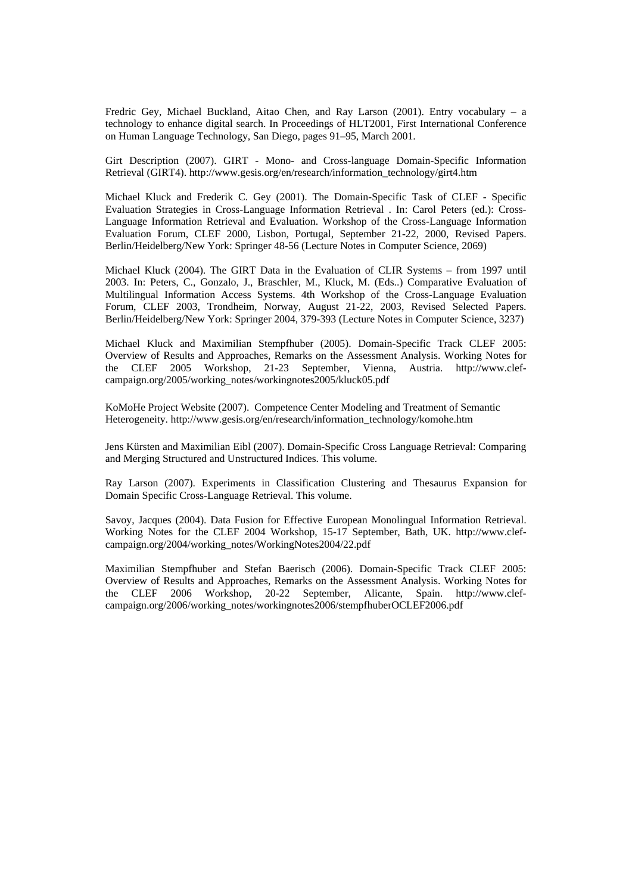Fredric Gey, Michael Buckland, Aitao Chen, and Ray Larson (2001). Entry vocabulary – a technology to enhance digital search. In Proceedings of HLT2001, First International Conference on Human Language Technology, San Diego, pages 91–95, March 2001.

Girt Description (2007). GIRT - Mono- and Cross-language Domain-Specific Information Retrieval (GIRT4). http://www.gesis.org/en/research/information_technology/girt4.htm

Michael Kluck and Frederik C. Gey (2001). The Domain-Specific Task of CLEF - Specific Evaluation Strategies in Cross-Language Information Retrieval . In: Carol Peters (ed.): Cross-Language Information Retrieval and Evaluation. Workshop of the Cross-Language Information Evaluation Forum, CLEF 2000, Lisbon, Portugal, September 21-22, 2000, Revised Papers. Berlin/Heidelberg/New York: Springer 48-56 (Lecture Notes in Computer Science, 2069)

Michael Kluck (2004). The GIRT Data in the Evaluation of CLIR Systems – from 1997 until 2003. In: Peters, C., Gonzalo, J., Braschler, M., Kluck, M. (Eds..) Comparative Evaluation of Multilingual Information Access Systems. 4th Workshop of the Cross-Language Evaluation Forum, CLEF 2003, Trondheim, Norway, August 21-22, 2003, Revised Selected Papers. Berlin/Heidelberg/New York: Springer 2004, 379-393 (Lecture Notes in Computer Science, 3237)

Michael Kluck and Maximilian Stempfhuber (2005). Domain-Specific Track CLEF 2005: Overview of Results and Approaches, Remarks on the Assessment Analysis. Working Notes for the CLEF 2005 Workshop, 21-23 September, Vienna, Austria. http://www.clef-campaign.org/2005/working_notes/workingnotes2005/kluck05.pdf

KoMoHe Project Website (2007). Competence Center Modeling and Treatment of Semantic Heterogeneity. http://www.gesis.org/en/research/information_technology/komohe.htm

Jens Kürsten and Maximilian Eibl (2007). Domain-Specific Cross Language Retrieval: Comparing and Merging Structured and Unstructured Indices. This volume.

Ray Larson (2007). Experiments in Classification Clustering and Thesaurus Expansion for Domain Specific Cross-Language Retrieval. This volume.

Savoy, Jacques (2004). Data Fusion for Effective European Monolingual Information Retrieval. Working Notes for the CLEF 2004 Workshop, 15-17 September, Bath, UK. http://www.clef-campaign.org/2004/working_notes/WorkingNotes2004/22.pdf

Maximilian Stempfhuber and Stefan Baerisch (2006). Domain-Specific Track CLEF 2005: Overview of Results and Approaches, Remarks on the Assessment Analysis. Working Notes for the CLEF 2006 Workshop, 20-22 September, Alicante, Spain. http://www.clef-campaign.org/2006/working_notes/workingnotes2006/stempfhuberOCLEF2006.pdf